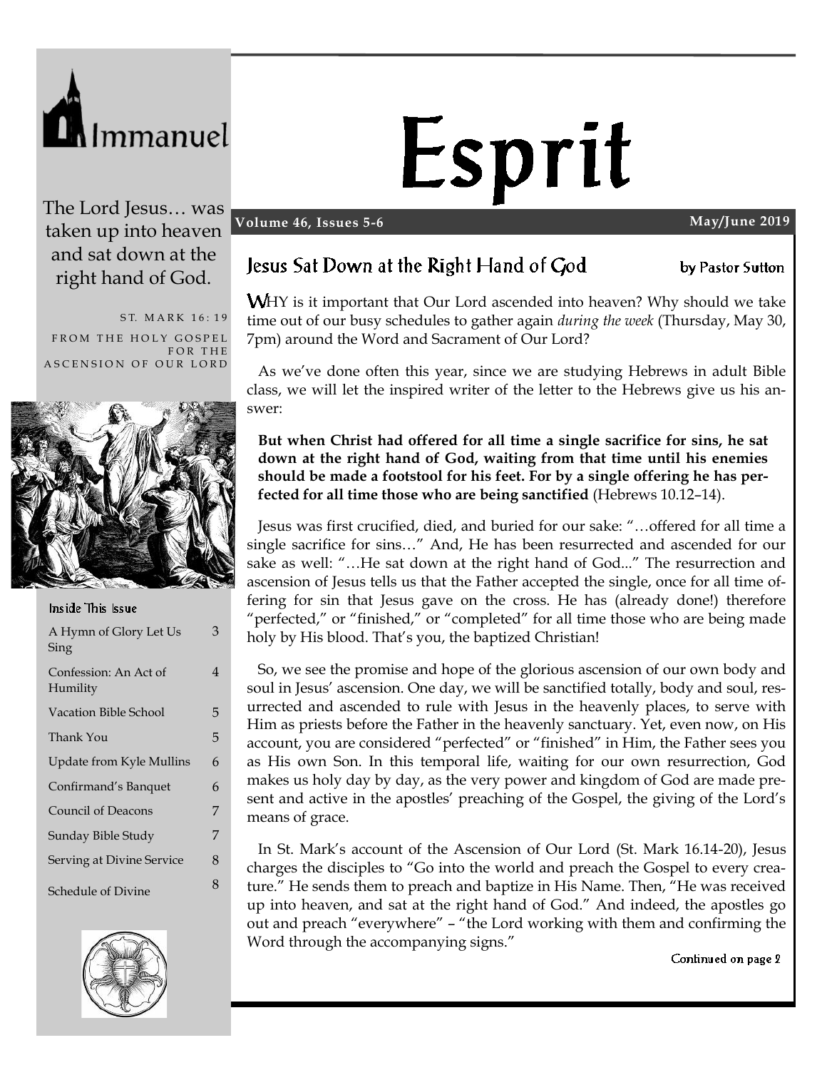Immanuel

The Lord Jesus… was taken up into heaven and sat down at the right hand of God.

ST. MARK 16:19
FROM THE HOLY GOSPEL FOR THE ASCENSION OF OUR LORD

### Inside This Issue

| | |
|---|---|
| A Hymn of Glory Let Us Sing | 3 |
| Confession: An Act of Humility | 4 |
| Vacation Bible School | 5 |
| Thank You | 5 |
| Update from Kyle Mullins | 6 |
| Confirmand's Banquet | 6 |
| Council of Deacons | 7 |
| Sunday Bible Study | 7 |
| Serving at Divine Service | 8 |
| Schedule of Divine | 8 |

# Esprit

**Volume 46, Issues 5-6** **May/June 2019**

## Jesus Sat Down at the Right Hand of God

by Pastor Sutton

WHY is it important that Our Lord ascended into heaven? Why should we take time out of our busy schedules to gather again *during the week* (Thursday, May 30, 7pm) around the Word and Sacrament of Our Lord?

As we've done often this year, since we are studying Hebrews in adult Bible class, we will let the inspired writer of the letter to the Hebrews give us his answer:

**But when Christ had offered for all time a single sacrifice for sins, he sat down at the right hand of God, waiting from that time until his enemies should be made a footstool for his feet. For by a single offering he has perfected for all time those who are being sanctified** (Hebrews 10.12–14).

Jesus was first crucified, died, and buried for our sake: "…offered for all time a single sacrifice for sins…" And, He has been resurrected and ascended for our sake as well: "…He sat down at the right hand of God..." The resurrection and ascension of Jesus tells us that the Father accepted the single, once for all time offering for sin that Jesus gave on the cross. He has (already done!) therefore "perfected," or "finished," or "completed" for all time those who are being made holy by His blood. That's you, the baptized Christian!

So, we see the promise and hope of the glorious ascension of our own body and soul in Jesus' ascension. One day, we will be sanctified totally, body and soul, resurrected and ascended to rule with Jesus in the heavenly places, to serve with Him as priests before the Father in the heavenly sanctuary. Yet, even now, on His account, you are considered "perfected" or "finished" in Him, the Father sees you as His own Son. In this temporal life, waiting for our own resurrection, God makes us holy day by day, as the very power and kingdom of God are made present and active in the apostles' preaching of the Gospel, the giving of the Lord's means of grace.

In St. Mark's account of the Ascension of Our Lord (St. Mark 16.14-20), Jesus charges the disciples to "Go into the world and preach the Gospel to every creature." He sends them to preach and baptize in His Name. Then, "He was received up into heaven, and sat at the right hand of God." And indeed, the apostles go out and preach "everywhere" – "the Lord working with them and confirming the Word through the accompanying signs."

Continued on page 2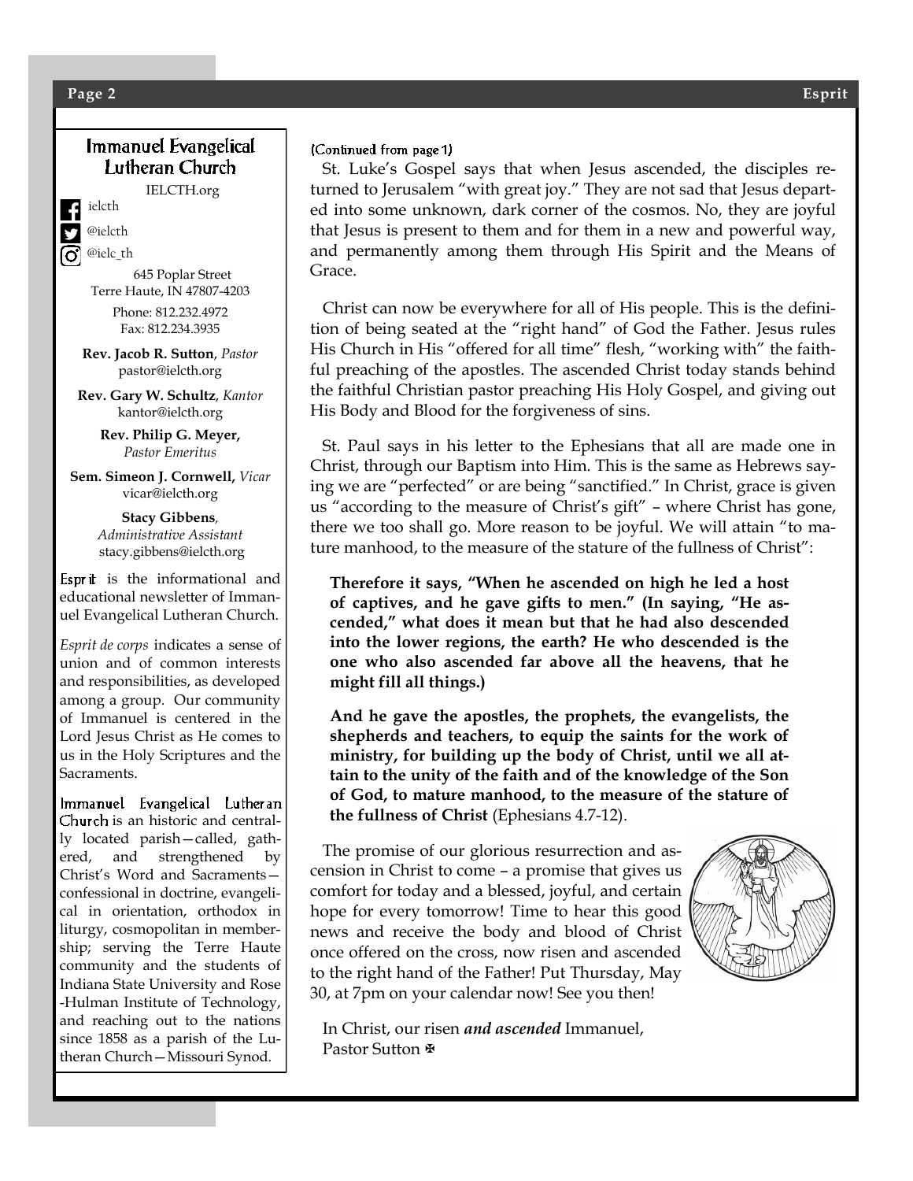## Immanuel Evangelical Lutheran Church

IELCTH.org

ielcth

@ielcth

@ielc_th

645 Poplar Street
Terre Haute, IN 47807-4203

Phone: 812.232.4972
Fax: 812.234.3935

**Rev. Jacob R. Sutton**, *Pastor*
pastor@ielcth.org

**Rev. Gary W. Schultz**, *Kantor*
kantor@ielcth.org

**Rev. Philip G. Meyer,**
*Pastor Emeritus*

**Sem. Simeon J. Cornwell,** *Vicar*
vicar@ielcth.org

**Stacy Gibbens**,
*Administrative Assistant*
stacy.gibbens@ielcth.org

Esprit is the informational and educational newsletter of Immanuel Evangelical Lutheran Church.

*Esprit de corps* indicates a sense of union and of common interests and responsibilities, as developed among a group. Our community of Immanuel is centered in the Lord Jesus Christ as He comes to us in the Holy Scriptures and the Sacraments.

Immanuel Evangelical Lutheran Church is an historic and centrally located parish—called, gathered, and strengthened by Christ's Word and Sacraments—confessional in doctrine, evangelical in orientation, orthodox in liturgy, cosmopolitan in membership; serving the Terre Haute community and the students of Indiana State University and Rose-Hulman Institute of Technology, and reaching out to the nations since 1858 as a parish of the Lutheran Church—Missouri Synod.

(Continued from page 1)

St. Luke's Gospel says that when Jesus ascended, the disciples returned to Jerusalem "with great joy." They are not sad that Jesus departed into some unknown, dark corner of the cosmos. No, they are joyful that Jesus is present to them and for them in a new and powerful way, and permanently among them through His Spirit and the Means of Grace.

Christ can now be everywhere for all of His people. This is the definition of being seated at the "right hand" of God the Father. Jesus rules His Church in His "offered for all time" flesh, "working with" the faithful preaching of the apostles. The ascended Christ today stands behind the faithful Christian pastor preaching His Holy Gospel, and giving out His Body and Blood for the forgiveness of sins.

St. Paul says in his letter to the Ephesians that all are made one in Christ, through our Baptism into Him. This is the same as Hebrews saying we are "perfected" or are being "sanctified." In Christ, grace is given us "according to the measure of Christ's gift" – where Christ has gone, there we too shall go. More reason to be joyful. We will attain "to mature manhood, to the measure of the stature of the fullness of Christ":

> **Therefore it says, "When he ascended on high he led a host of captives, and he gave gifts to men." (In saying, "He ascended," what does it mean but that he had also descended into the lower regions, the earth? He who descended is the one who also ascended far above all the heavens, that he might fill all things.)**
>
> **And he gave the apostles, the prophets, the evangelists, the shepherds and teachers, to equip the saints for the work of ministry, for building up the body of Christ, until we all attain to the unity of the faith and of the knowledge of the Son of God, to mature manhood, to the measure of the stature of the fullness of Christ** (Ephesians 4.7-12).

The promise of our glorious resurrection and ascension in Christ to come – a promise that gives us comfort for today and a blessed, joyful, and certain hope for every tomorrow! Time to hear this good news and receive the body and blood of Christ once offered on the cross, now risen and ascended to the right hand of the Father! Put Thursday, May 30, at 7pm on your calendar now! See you then!

In Christ, our risen ***and ascended*** Immanuel,
Pastor Sutton ✠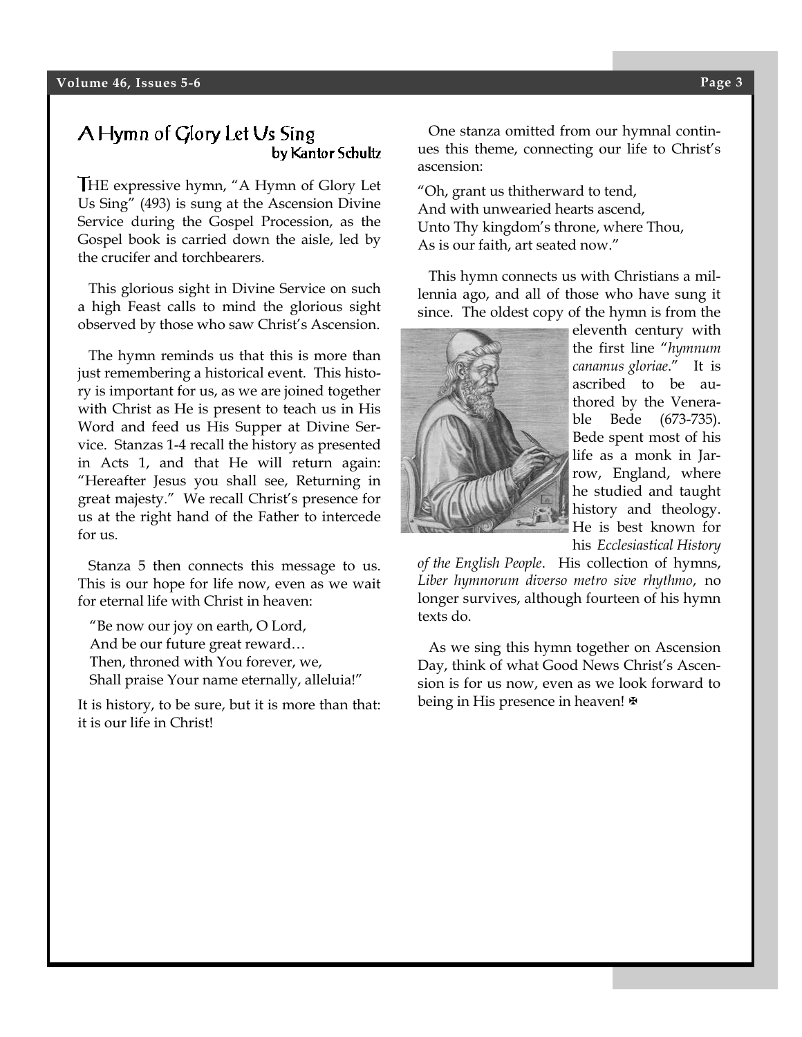# A Hymn of Glory Let Us Sing

by Kantor Schultz

THE expressive hymn, "A Hymn of Glory Let Us Sing" (493) is sung at the Ascension Divine Service during the Gospel Procession, as the Gospel book is carried down the aisle, led by the crucifer and torchbearers.

This glorious sight in Divine Service on such a high Feast calls to mind the glorious sight observed by those who saw Christ's Ascension.

The hymn reminds us that this is more than just remembering a historical event. This history is important for us, as we are joined together with Christ as He is present to teach us in His Word and feed us His Supper at Divine Service. Stanzas 1-4 recall the history as presented in Acts 1, and that He will return again: "Hereafter Jesus you shall see, Returning in great majesty." We recall Christ's presence for us at the right hand of the Father to intercede for us.

Stanza 5 then connects this message to us. This is our hope for life now, even as we wait for eternal life with Christ in heaven:

"Be now our joy on earth, O Lord,
And be our future great reward…
Then, throned with You forever, we,
Shall praise Your name eternally, alleluia!"

It is history, to be sure, but it is more than that: it is our life in Christ!

One stanza omitted from our hymnal continues this theme, connecting our life to Christ's ascension:

"Oh, grant us thitherward to tend,
And with unwearied hearts ascend,
Unto Thy kingdom's throne, where Thou,
As is our faith, art seated now."

This hymn connects us with Christians a millennia ago, and all of those who have sung it since. The oldest copy of the hymn is from the eleventh century with the first line "*hymnum canamus gloriae*." It is ascribed to be authored by the Venerable Bede (673-735). Bede spent most of his life as a monk in Jarrow, England, where he studied and taught history and theology. He is best known for his *Ecclesiastical History of the English People*. His collection of hymns, *Liber hymnorum diverso metro sive rhythmo*, no longer survives, although fourteen of his hymn texts do.

As we sing this hymn together on Ascension Day, think of what Good News Christ's Ascension is for us now, even as we look forward to being in His presence in heaven! ✠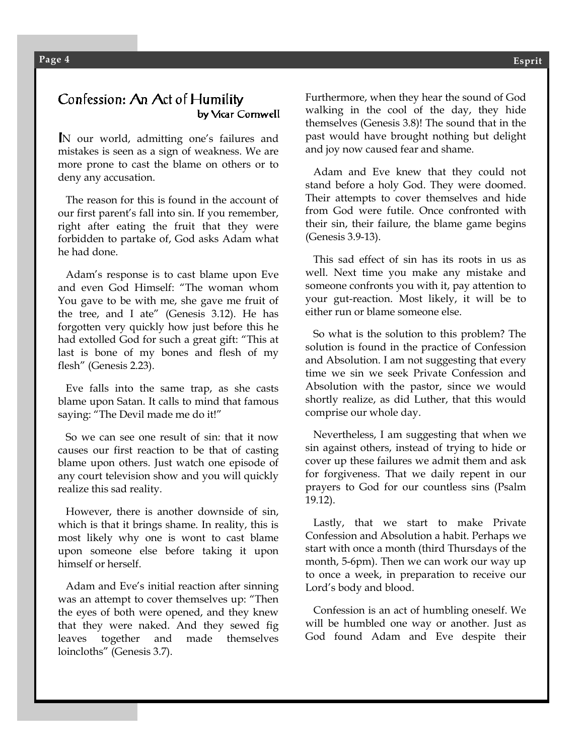## Confession: An Act of Humility

by Vicar Cornwell

IN our world, admitting one's failures and mistakes is seen as a sign of weakness. We are more prone to cast the blame on others or to deny any accusation.

The reason for this is found in the account of our first parent's fall into sin. If you remember, right after eating the fruit that they were forbidden to partake of, God asks Adam what he had done.

Adam's response is to cast blame upon Eve and even God Himself: "The woman whom You gave to be with me, she gave me fruit of the tree, and I ate" (Genesis 3.12). He has forgotten very quickly how just before this he had extolled God for such a great gift: "This at last is bone of my bones and flesh of my flesh" (Genesis 2.23).

Eve falls into the same trap, as she casts blame upon Satan. It calls to mind that famous saying: "The Devil made me do it!"

So we can see one result of sin: that it now causes our first reaction to be that of casting blame upon others. Just watch one episode of any court television show and you will quickly realize this sad reality.

However, there is another downside of sin, which is that it brings shame. In reality, this is most likely why one is wont to cast blame upon someone else before taking it upon himself or herself.

Adam and Eve's initial reaction after sinning was an attempt to cover themselves up: "Then the eyes of both were opened, and they knew that they were naked. And they sewed fig leaves together and made themselves loincloths" (Genesis 3.7).

Furthermore, when they hear the sound of God walking in the cool of the day, they hide themselves (Genesis 3.8)! The sound that in the past would have brought nothing but delight and joy now caused fear and shame.

Adam and Eve knew that they could not stand before a holy God. They were doomed. Their attempts to cover themselves and hide from God were futile. Once confronted with their sin, their failure, the blame game begins (Genesis 3.9-13).

This sad effect of sin has its roots in us as well. Next time you make any mistake and someone confronts you with it, pay attention to your gut-reaction. Most likely, it will be to either run or blame someone else.

So what is the solution to this problem? The solution is found in the practice of Confession and Absolution. I am not suggesting that every time we sin we seek Private Confession and Absolution with the pastor, since we would shortly realize, as did Luther, that this would comprise our whole day.

Nevertheless, I am suggesting that when we sin against others, instead of trying to hide or cover up these failures we admit them and ask for forgiveness. That we daily repent in our prayers to God for our countless sins (Psalm 19.12).

Lastly, that we start to make Private Confession and Absolution a habit. Perhaps we start with once a month (third Thursdays of the month, 5-6pm). Then we can work our way up to once a week, in preparation to receive our Lord's body and blood.

Confession is an act of humbling oneself. We will be humbled one way or another. Just as God found Adam and Eve despite their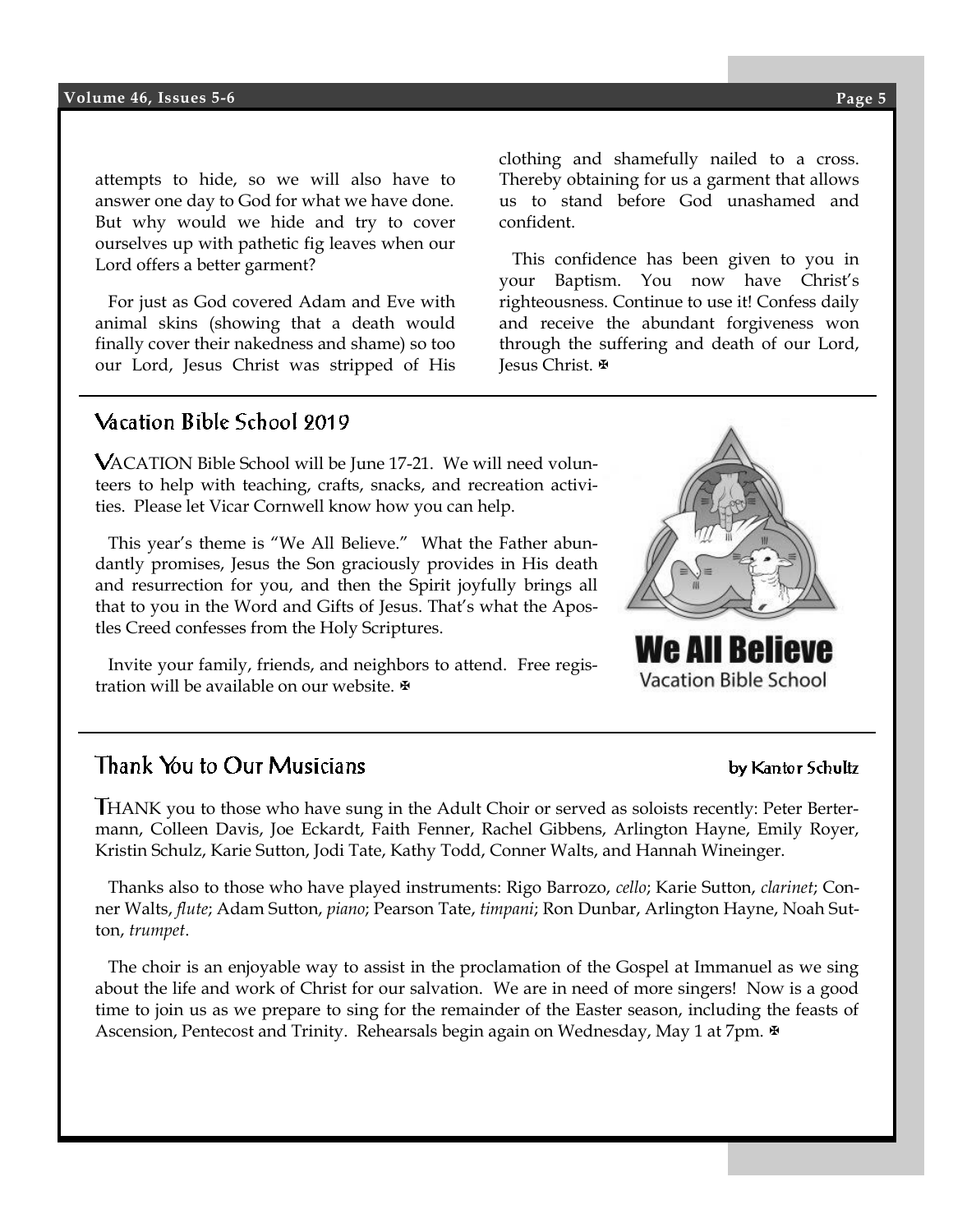attempts to hide, so we will also have to answer one day to God for what we have done. But why would we hide and try to cover ourselves up with pathetic fig leaves when our Lord offers a better garment?

For just as God covered Adam and Eve with animal skins (showing that a death would finally cover their nakedness and shame) so too our Lord, Jesus Christ was stripped of His clothing and shamefully nailed to a cross. Thereby obtaining for us a garment that allows us to stand before God unashamed and confident.

This confidence has been given to you in your Baptism. You now have Christ's righteousness. Continue to use it! Confess daily and receive the abundant forgiveness won through the suffering and death of our Lord, Jesus Christ. ✠

## Vacation Bible School 2019

VACATION Bible School will be June 17-21. We will need volunteers to help with teaching, crafts, snacks, and recreation activities. Please let Vicar Cornwell know how you can help.

This year's theme is "We All Believe." What the Father abundantly promises, Jesus the Son graciously provides in His death and resurrection for you, and then the Spirit joyfully brings all that to you in the Word and Gifts of Jesus. That's what the Apostles Creed confesses from the Holy Scriptures.

Invite your family, friends, and neighbors to attend. Free registration will be available on our website. ✠

**We All Believe**
Vacation Bible School

## Thank You to Our Musicians

by Kantor Schultz

THANK you to those who have sung in the Adult Choir or served as soloists recently: Peter Bertermann, Colleen Davis, Joe Eckardt, Faith Fenner, Rachel Gibbens, Arlington Hayne, Emily Royer, Kristin Schulz, Karie Sutton, Jodi Tate, Kathy Todd, Conner Walts, and Hannah Wineinger.

Thanks also to those who have played instruments: Rigo Barrozo, *cello*; Karie Sutton, *clarinet*; Conner Walts, *flute*; Adam Sutton, *piano*; Pearson Tate, *timpani*; Ron Dunbar, Arlington Hayne, Noah Sutton, *trumpet*.

The choir is an enjoyable way to assist in the proclamation of the Gospel at Immanuel as we sing about the life and work of Christ for our salvation. We are in need of more singers! Now is a good time to join us as we prepare to sing for the remainder of the Easter season, including the feasts of Ascension, Pentecost and Trinity. Rehearsals begin again on Wednesday, May 1 at 7pm. ✠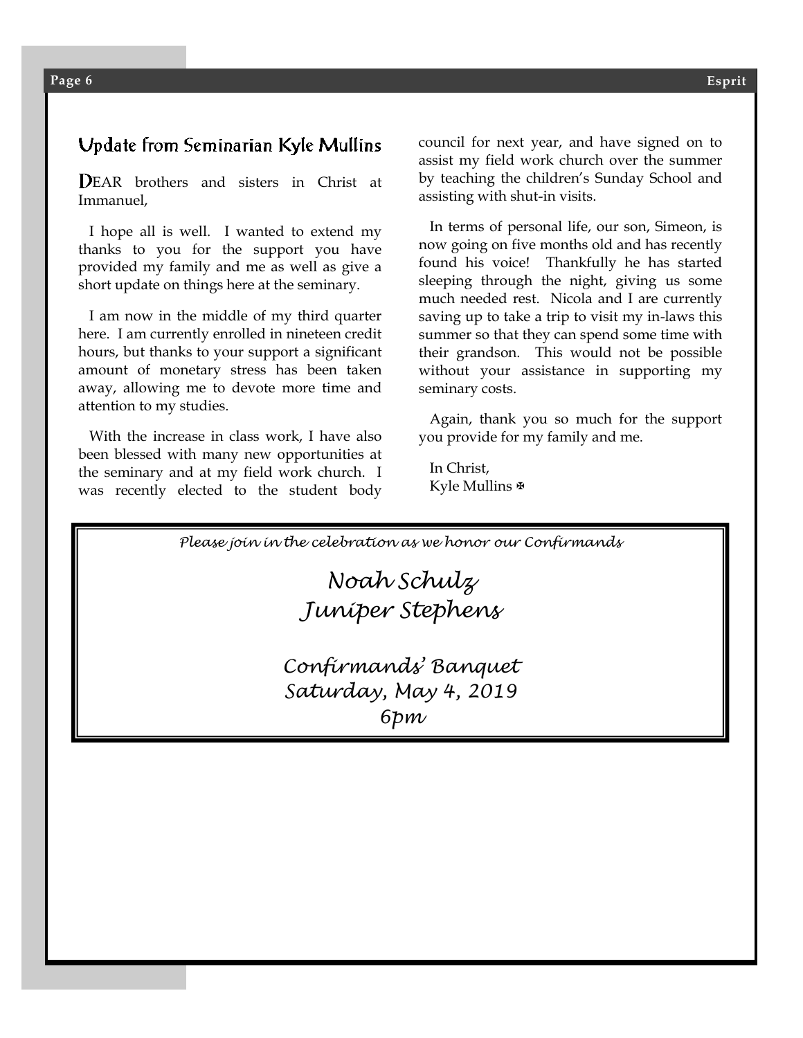## Update from Seminarian Kyle Mullins

DEAR brothers and sisters in Christ at Immanuel,

I hope all is well. I wanted to extend my thanks to you for the support you have provided my family and me as well as give a short update on things here at the seminary.

I am now in the middle of my third quarter here. I am currently enrolled in nineteen credit hours, but thanks to your support a significant amount of monetary stress has been taken away, allowing me to devote more time and attention to my studies.

With the increase in class work, I have also been blessed with many new opportunities at the seminary and at my field work church. I was recently elected to the student body council for next year, and have signed on to assist my field work church over the summer by teaching the children's Sunday School and assisting with shut-in visits.

In terms of personal life, our son, Simeon, is now going on five months old and has recently found his voice! Thankfully he has started sleeping through the night, giving us some much needed rest. Nicola and I are currently saving up to take a trip to visit my in-laws this summer so that they can spend some time with their grandson. This would not be possible without your assistance in supporting my seminary costs.

Again, thank you so much for the support you provide for my family and me.

In Christ,
Kyle Mullins ✠

---

*Please join in the celebration as we honor our Confirmands*

*Noah Schulz*
*Juniper Stephens*

*Confirmands' Banquet*
*Saturday, May 4, 2019*
*6pm*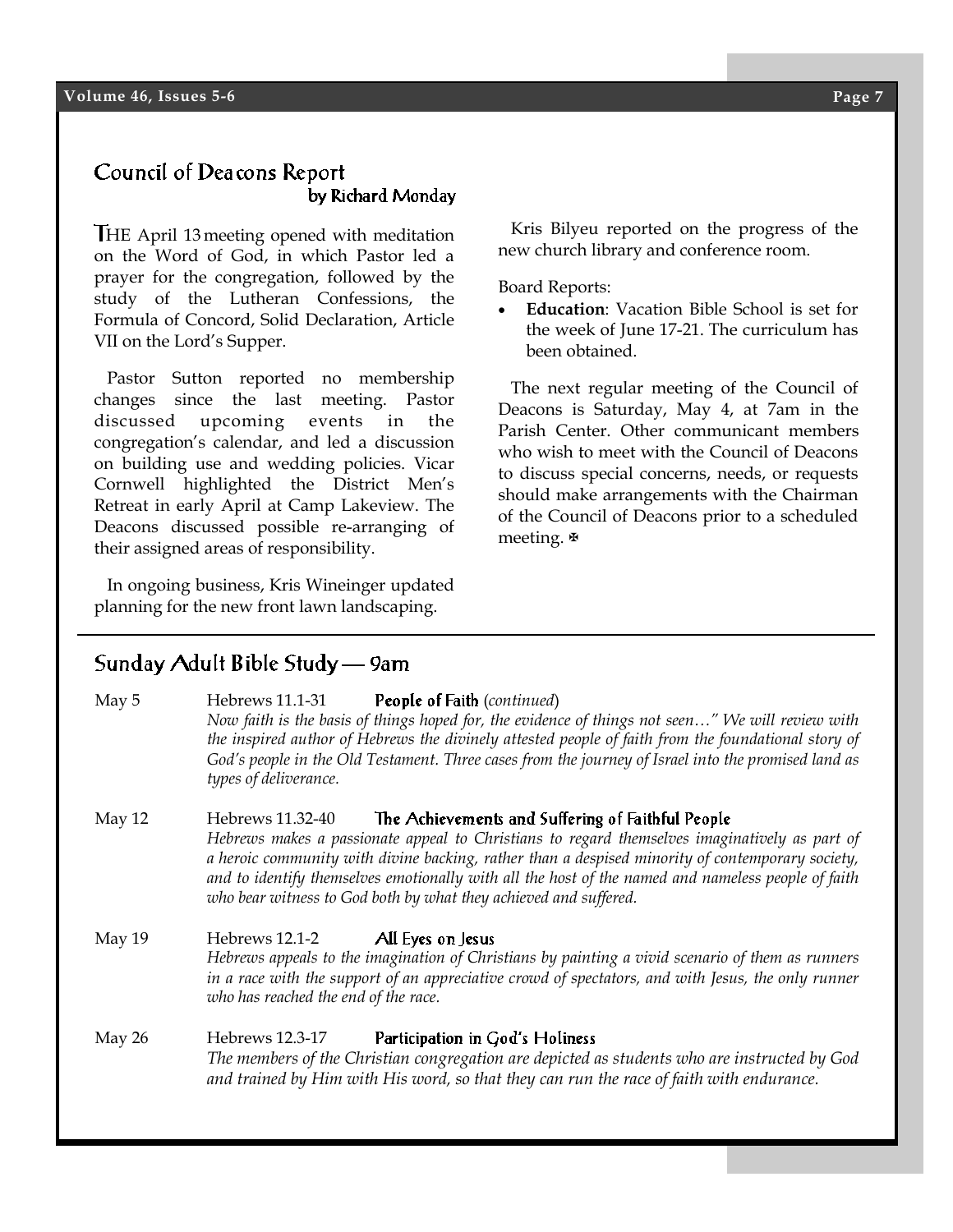## Council of Deacons Report

### by Richard Monday

THE April 13 meeting opened with meditation on the Word of God, in which Pastor led a prayer for the congregation, followed by the study of the Lutheran Confessions, the Formula of Concord, Solid Declaration, Article VII on the Lord's Supper.

Pastor Sutton reported no membership changes since the last meeting. Pastor discussed upcoming events in the congregation's calendar, and led a discussion on building use and wedding policies. Vicar Cornwell highlighted the District Men's Retreat in early April at Camp Lakeview. The Deacons discussed possible re-arranging of their assigned areas of responsibility.

In ongoing business, Kris Wineinger updated planning for the new front lawn landscaping.

Kris Bilyeu reported on the progress of the new church library and conference room.

Board Reports:

- **Education**: Vacation Bible School is set for the week of June 17-21. The curriculum has been obtained.

The next regular meeting of the Council of Deacons is Saturday, May 4, at 7am in the Parish Center. Other communicant members who wish to meet with the Council of Deacons to discuss special concerns, needs, or requests should make arrangements with the Chairman of the Council of Deacons prior to a scheduled meeting. ✠

## Sunday Adult Bible Study — 9am

May 5 — Hebrews 11.1-31 — **People of Faith** (*continued*)
*Now faith is the basis of things hoped for, the evidence of things not seen…" We will review with the inspired author of Hebrews the divinely attested people of faith from the foundational story of God's people in the Old Testament. Three cases from the journey of Israel into the promised land as types of deliverance.*

May 12 — Hebrews 11.32-40 — **The Achievements and Suffering of Faithful People**
*Hebrews makes a passionate appeal to Christians to regard themselves imaginatively as part of a heroic community with divine backing, rather than a despised minority of contemporary society, and to identify themselves emotionally with all the host of the named and nameless people of faith who bear witness to God both by what they achieved and suffered.*

May 19 — Hebrews 12.1-2 — **All Eyes on Jesus**
*Hebrews appeals to the imagination of Christians by painting a vivid scenario of them as runners in a race with the support of an appreciative crowd of spectators, and with Jesus, the only runner who has reached the end of the race.*

May 26 — Hebrews 12.3-17 — **Participation in God's Holiness**
*The members of the Christian congregation are depicted as students who are instructed by God and trained by Him with His word, so that they can run the race of faith with endurance.*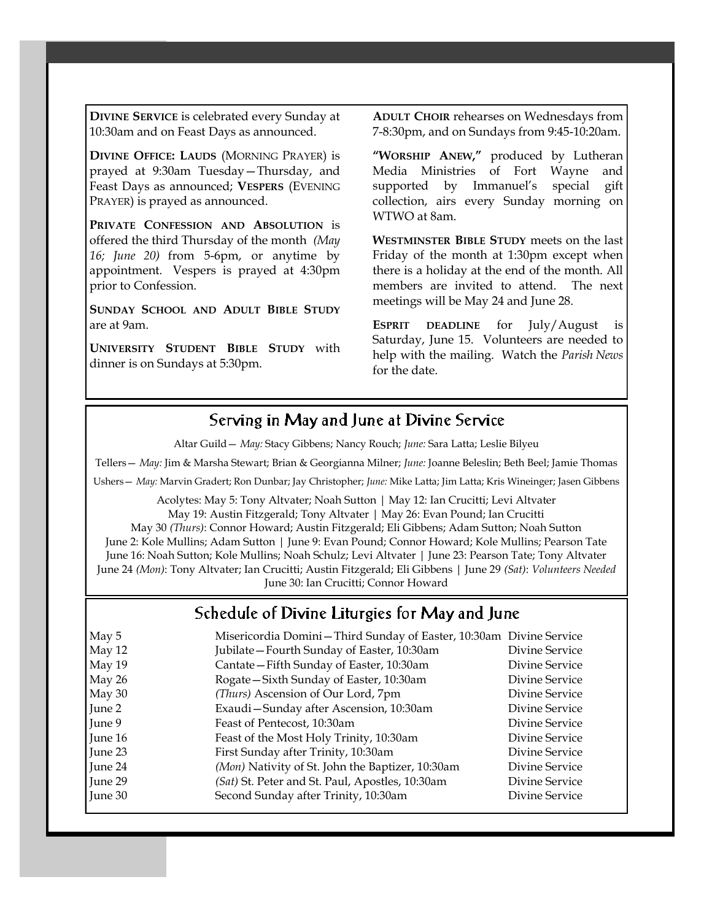**DIVINE SERVICE** is celebrated every Sunday at 10:30am and on Feast Days as announced.

**DIVINE OFFICE: LAUDS** (MORNING PRAYER) is prayed at 9:30am Tuesday—Thursday, and Feast Days as announced; **VESPERS** (EVENING PRAYER) is prayed as announced.

**PRIVATE CONFESSION AND ABSOLUTION** is offered the third Thursday of the month *(May 16; June 20)* from 5-6pm, or anytime by appointment. Vespers is prayed at 4:30pm prior to Confession.

**SUNDAY SCHOOL AND ADULT BIBLE STUDY** are at 9am.

**UNIVERSITY STUDENT BIBLE STUDY** with dinner is on Sundays at 5:30pm.

**ADULT CHOIR** rehearses on Wednesdays from 7-8:30pm, and on Sundays from 9:45-10:20am.

**"WORSHIP ANEW,"** produced by Lutheran Media Ministries of Fort Wayne and supported by Immanuel's special gift collection, airs every Sunday morning on WTWO at 8am.

**WESTMINSTER BIBLE STUDY** meets on the last Friday of the month at 1:30pm except when there is a holiday at the end of the month. All members are invited to attend. The next meetings will be May 24 and June 28.

**ESPRIT DEADLINE** for July/August is Saturday, June 15. Volunteers are needed to help with the mailing. Watch the *Parish News* for the date.

## Serving in May and June at Divine Service

Altar Guild— *May:* Stacy Gibbens; Nancy Rouch; *June:* Sara Latta; Leslie Bilyeu

Tellers— *May:* Jim & Marsha Stewart; Brian & Georgianna Milner; *June:* Joanne Beleslin; Beth Beel; Jamie Thomas

Ushers— *May:* Marvin Gradert; Ron Dunbar; Jay Christopher; *June:* Mike Latta; Jim Latta; Kris Wineinger; Jasen Gibbens

Acolytes: May 5: Tony Altvater; Noah Sutton | May 12: Ian Crucitti; Levi Altvater
May 19: Austin Fitzgerald; Tony Altvater | May 26: Evan Pound; Ian Crucitti
May 30 *(Thurs)*: Connor Howard; Austin Fitzgerald; Eli Gibbens; Adam Sutton; Noah Sutton
June 2: Kole Mullins; Adam Sutton | June 9: Evan Pound; Connor Howard; Kole Mullins; Pearson Tate
June 16: Noah Sutton; Kole Mullins; Noah Schulz; Levi Altvater | June 23: Pearson Tate; Tony Altvater
June 24 *(Mon)*: Tony Altvater; Ian Crucitti; Austin Fitzgerald; Eli Gibbens | June 29 *(Sat)*: *Volunteers Needed*
June 30: Ian Crucitti; Connor Howard

## Schedule of Divine Liturgies for May and June

| | | |
|---|---|---|
| May 5 | Misericordia Domini—Third Sunday of Easter, 10:30am | Divine Service |
| May 12 | Jubilate—Fourth Sunday of Easter, 10:30am | Divine Service |
| May 19 | Cantate—Fifth Sunday of Easter, 10:30am | Divine Service |
| May 26 | Rogate—Sixth Sunday of Easter, 10:30am | Divine Service |
| May 30 | *(Thurs)* Ascension of Our Lord, 7pm | Divine Service |
| June 2 | Exaudi—Sunday after Ascension, 10:30am | Divine Service |
| June 9 | Feast of Pentecost, 10:30am | Divine Service |
| June 16 | Feast of the Most Holy Trinity, 10:30am | Divine Service |
| June 23 | First Sunday after Trinity, 10:30am | Divine Service |
| June 24 | *(Mon)* Nativity of St. John the Baptizer, 10:30am | Divine Service |
| June 29 | *(Sat)* St. Peter and St. Paul, Apostles, 10:30am | Divine Service |
| June 30 | Second Sunday after Trinity, 10:30am | Divine Service |